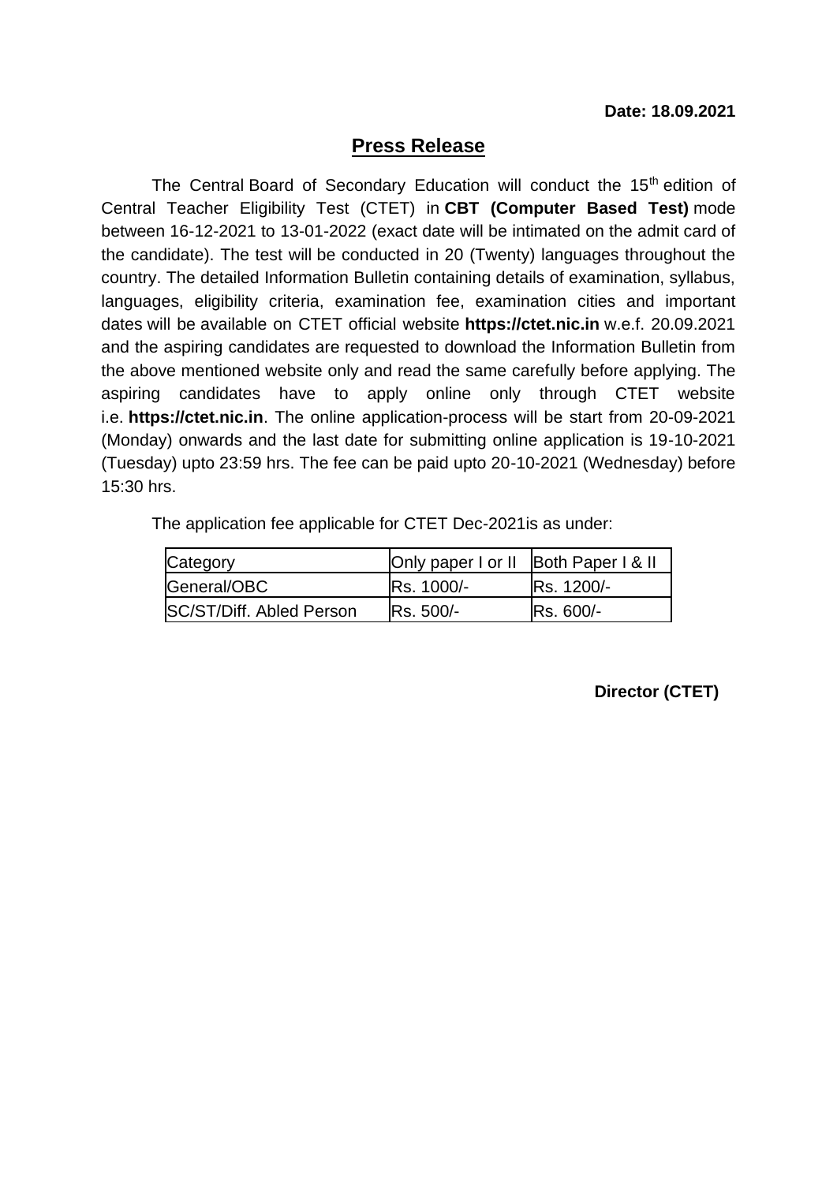**Date: 18.09.2021**

## Press Release

The Central Board of Secondary Education will conduct the 15th edition of Central Teacher Eligibility Test (CTET) in **CBT (Computer Based Test)** mode between 16-12-2021 to 13-01-2022 (exact date will be intimated on the admit card of the candidate). The test will be conducted in 20 (Twenty) languages throughout the country. The detailed Information Bulletin containing details of examination, syllabus, languages, eligibility criteria, examination fee, examination cities and important dates will be available on CTET official website **https://ctet.nic.in** w.e.f. 20.09.2021 and the aspiring candidates are requested to download the Information Bulletin from the above mentioned website only and read the same carefully before applying. The aspiring candidates have to apply online only through CTET website i.e. **https://ctet.nic.in**. The online application-process will be start from 20-09-2021 (Monday) onwards and the last date for submitting online application is 19-10-2021 (Tuesday) upto 23:59 hrs. The fee can be paid upto 20-10-2021 (Wednesday) before 15:30 hrs.

The application fee applicable for CTET Dec-2021is as under:

| Category | Only paper I or II | Both Paper I & II |
|---|---|---|
| General/OBC | Rs. 1000/- | Rs. 1200/- |
| SC/ST/Diff. Abled Person | Rs. 500/- | Rs. 600/- |

**Director (CTET)**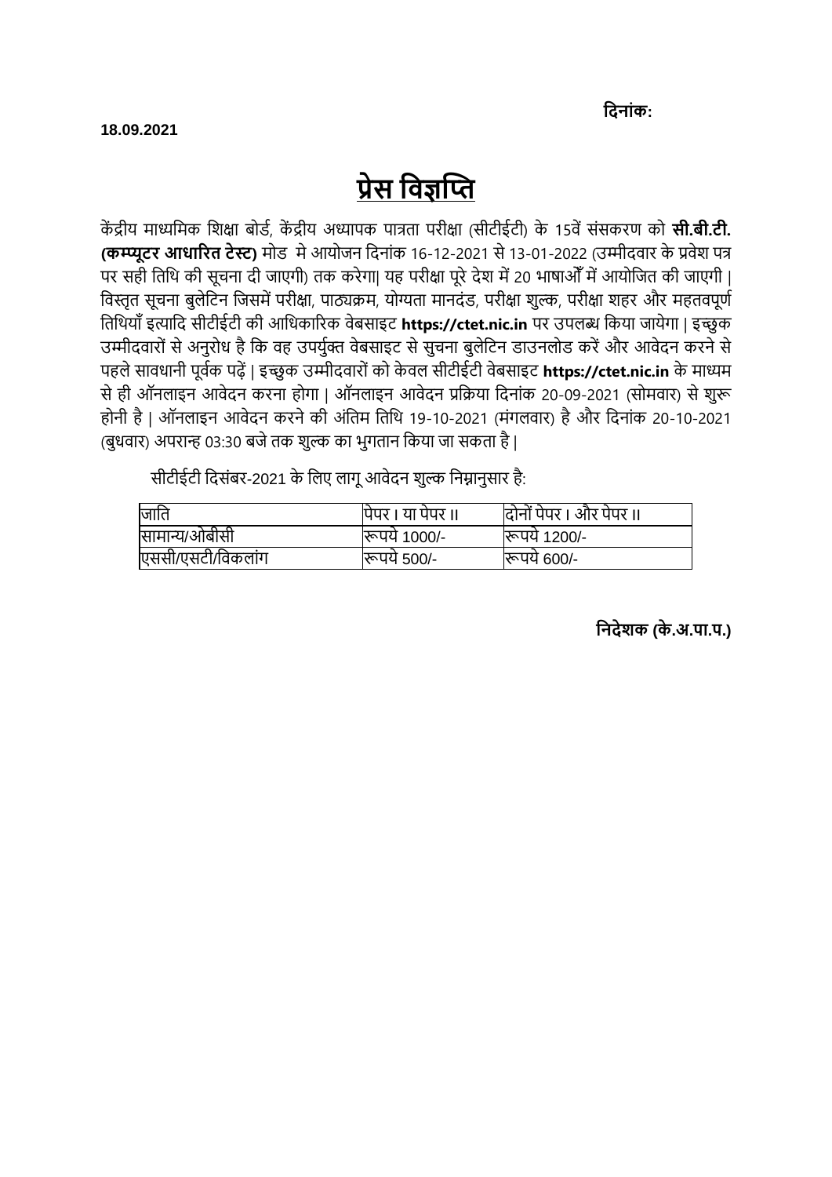दिनांक: 18.09.2021

# प्रेस विज्ञप्ति

केंद्रीय माध्यमिक शिक्षा बोर्ड, केंद्रीय अध्यापक पात्रता परीक्षा (सीटीईटी) के 15वें संस्करण को **सी.बी.टी. (कम्प्यूटर आधारित टेस्ट)** मोड मे आयोजन दिनांक 16-12-2021 से 13-01-2022 (उम्मीदवार के प्रवेश पत्र पर सही तिथि की सूचना दी जाएगी) तक करेगा| यह परीक्षा पूरे देश में 20 भाषाओँ में आयोजित की जाएगी | विस्तृत सूचना बुलेटिन जिसमें परीक्षा, पाठ्यक्रम, योग्यता मानदंड, परीक्षा शुल्क, परीक्षा शहर और महतवपूर्ण तिथियाँ इत्यादि सीटीईटी की आधिकारिक वेबसाइट **https://ctet.nic.in** पर उपलब्ध किया जायेगा | इच्छुक उम्मीदवारों से अनुरोध है कि वह उपर्युक्त वेबसाइट से सुचना बुलेटिन डाउनलोड करें और आवेदन करने से पहले सावधानी पूर्वक पढ़ें | इच्छुक उम्मीदवारों को केवल सीटीईटी वेबसाइट **https://ctet.nic.in** के माध्यम से ही ऑनलाइन आवेदन करना होगा | ऑनलाइन आवेदन प्रक्रिया दिनांक 20-09-2021 (सोमवार) से शुरू होनी है | ऑनलाइन आवेदन करने की अंतिम तिथि 19-10-2021 (मंगलवार) है और दिनांक 20-10-2021 (बुधवार) अपरान्ह 03:30 बजे तक शुल्क का भुगतान किया जा सकता है |

सीटीईटी दिसंबर-2021 के लिए लागू आवेदन शुल्क निम्नानुसार है:

| जाति | पेपर I या पेपर II | दोनों पेपर I और पेपर II |
|---|---|---|
| सामान्य/ओबीसी | रूपये 1000/- | रूपये 1200/- |
| एससी/एसटी/विकलांग | रूपये 500/- | रूपये 600/- |

**निदेशक (के.अ.पा.प.)**